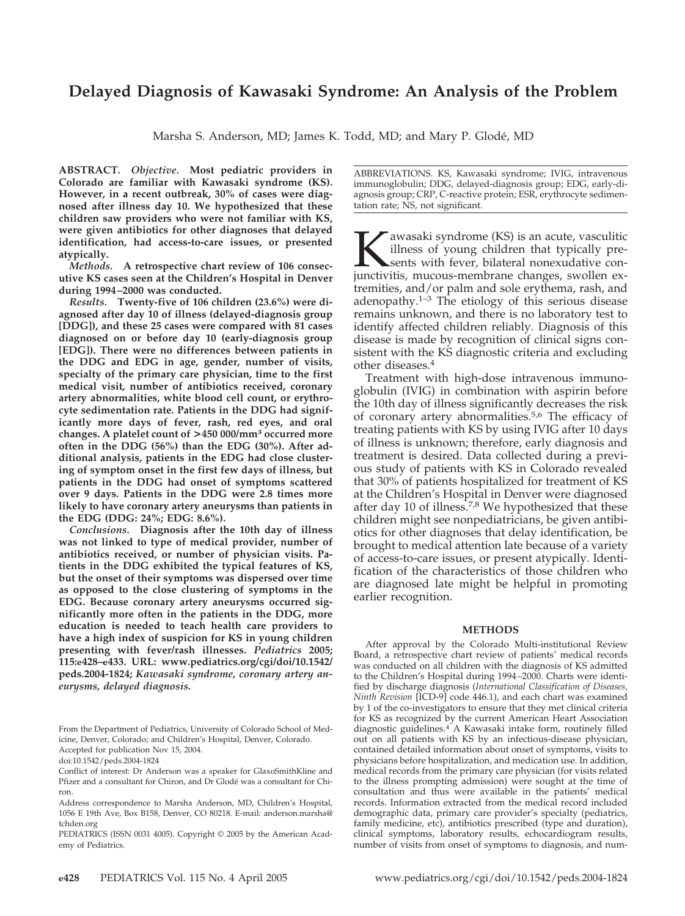# Delayed Diagnosis of Kawasaki Syndrome: An Analysis of the Problem

Marsha S. Anderson, MD; James K. Todd, MD; and Mary P. Glodé, MD

**ABSTRACT.** ***Objective.*** **Most pediatric providers in Colorado are familiar with Kawasaki syndrome (KS). However, in a recent outbreak, 30% of cases were diagnosed after illness day 10. We hypothesized that these children saw providers who were not familiar with KS, were given antibiotics for other diagnoses that delayed identification, had access-to-care issues, or presented atypically.**

***Methods.*** **A retrospective chart review of 106 consecutive KS cases seen at the Children's Hospital in Denver during 1994–2000 was conducted.**

***Results.*** **Twenty-five of 106 children (23.6%) were diagnosed after day 10 of illness (delayed-diagnosis group [DDG]), and these 25 cases were compared with 81 cases diagnosed on or before day 10 (early-diagnosis group [EDG]). There were no differences between patients in the DDG and EDG in age, gender, number of visits, specialty of the primary care physician, time to the first medical visit, number of antibiotics received, coronary artery abnormalities, white blood cell count, or erythrocyte sedimentation rate. Patients in the DDG had significantly more days of fever, rash, red eyes, and oral changes. A platelet count of >450 000/mm³ occurred more often in the DDG (56%) than the EDG (30%). After additional analysis, patients in the EDG had close clustering of symptom onset in the first few days of illness, but patients in the DDG had onset of symptoms scattered over 9 days. Patients in the DDG were 2.8 times more likely to have coronary artery aneurysms than patients in the EDG (DDG: 24%; EDG: 8.6%).**

***Conclusions.*** **Diagnosis after the 10th day of illness was not linked to type of medical provider, number of antibiotics received, or number of physician visits. Patients in the DDG exhibited the typical features of KS, but the onset of their symptoms was dispersed over time as opposed to the close clustering of symptoms in the EDG. Because coronary artery aneurysms occurred significantly more often in the patients in the DDG, more education is needed to teach health care providers to have a high index of suspicion for KS in young children presenting with fever/rash illnesses.** ***Pediatrics*** **2005; 115:e428–e433. URL: www.pediatrics.org/cgi/doi/10.1542/peds.2004-1824;** ***Kawasaki syndrome, coronary artery aneurysms, delayed diagnosis.***

From the Department of Pediatrics, University of Colorado School of Medicine, Denver, Colorado; and Children's Hospital, Denver, Colorado.

Accepted for publication Nov 15, 2004.

doi:10.1542/peds.2004-1824

Conflict of interest: Dr Anderson was a speaker for GlaxoSmithKline and Pfizer and a consultant for Chiron, and Dr Glodé was a consultant for Chiron.

Address correspondence to Marsha Anderson, MD, Children's Hospital, 1056 E 19th Ave, Box B158, Denver, CO 80218. E-mail: anderson.marsha@tchden.org

PEDIATRICS (ISSN 0031 4005). Copyright © 2005 by the American Academy of Pediatrics.

ABBREVIATIONS. KS, Kawasaki syndrome; IVIG, intravenous immunoglobulin; DDG, delayed-diagnosis group; EDG, early-diagnosis group; CRP, C-reactive protein; ESR, erythrocyte sedimentation rate; NS, not significant.

Kawasaki syndrome (KS) is an acute, vasculitic illness of young children that typically presents with fever, bilateral nonexudative conjunctivitis, mucous-membrane changes, swollen extremities, and/or palm and sole erythema, rash, and adenopathy.[1–3] The etiology of this serious disease remains unknown, and there is no laboratory test to identify affected children reliably. Diagnosis of this disease is made by recognition of clinical signs consistent with the KS diagnostic criteria and excluding other diseases.[4]

Treatment with high-dose intravenous immunoglobulin (IVIG) in combination with aspirin before the 10th day of illness significantly decreases the risk of coronary artery abnormalities.[5,6] The efficacy of treating patients with KS by using IVIG after 10 days of illness is unknown; therefore, early diagnosis and treatment is desired. Data collected during a previous study of patients with KS in Colorado revealed that 30% of patients hospitalized for treatment of KS at the Children's Hospital in Denver were diagnosed after day 10 of illness.[7,8] We hypothesized that these children might see nonpediatricians, be given antibiotics for other diagnoses that delay identification, be brought to medical attention late because of a variety of access-to-care issues, or present atypically. Identification of the characteristics of those children who are diagnosed late might be helpful in promoting earlier recognition.

## METHODS

After approval by the Colorado Multi-institutional Review Board, a retrospective chart review of patients' medical records was conducted on all children with the diagnosis of KS admitted to the Children's Hospital during 1994–2000. Charts were identified by discharge diagnosis (*International Classification of Diseases, Ninth Revision* [ICD-9] code 446.1), and each chart was examined by 1 of the co-investigators to ensure that they met clinical criteria for KS as recognized by the current American Heart Association diagnostic guidelines.[4] A Kawasaki intake form, routinely filled out on all patients with KS by an infectious-disease physician, contained detailed information about onset of symptoms, visits to physicians before hospitalization, and medication use. In addition, medical records from the primary care physician (for visits related to the illness prompting admission) were sought at the time of consultation and thus were available in the patients' medical records. Information extracted from the medical record included demographic data, primary care provider's specialty (pediatrics, family medicine, etc), antibiotics prescribed (type and duration), clinical symptoms, laboratory results, echocardiogram results, number of visits from onset of symptoms to diagnosis, and num-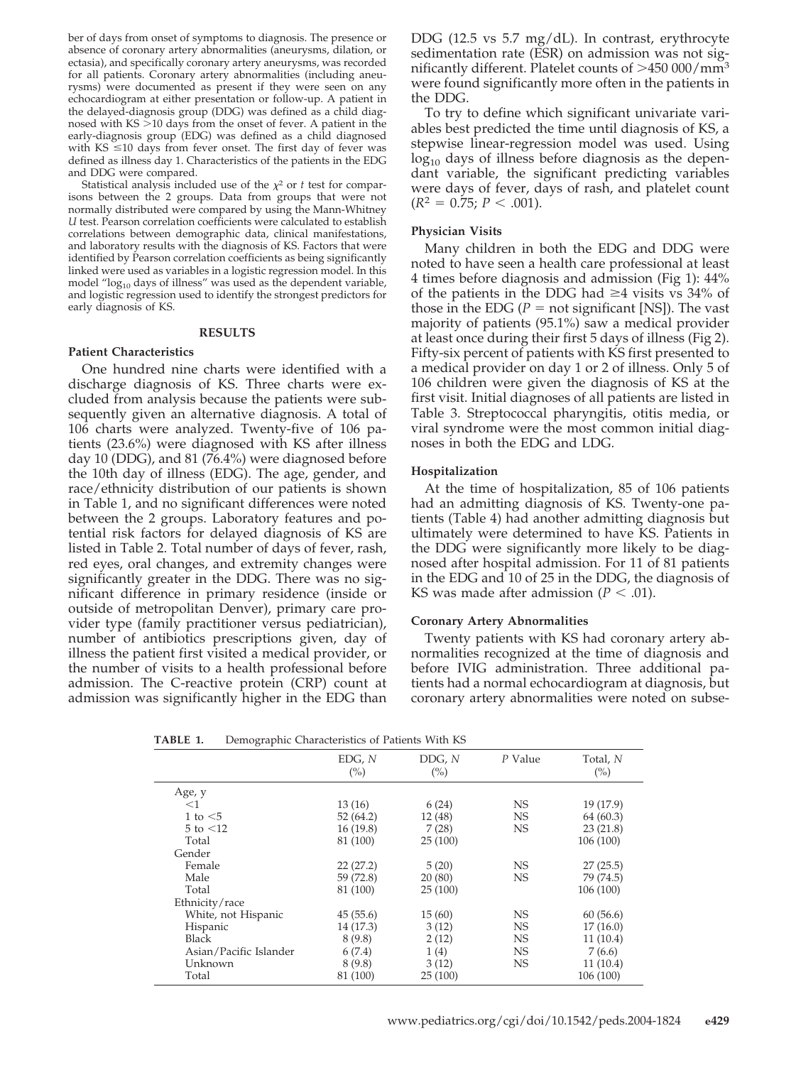ber of days from onset of symptoms to diagnosis. The presence or absence of coronary artery abnormalities (aneurysms, dilation, or ectasia), and specifically coronary artery aneurysms, was recorded for all patients. Coronary artery abnormalities (including aneurysms) were documented as present if they were seen on any echocardiogram at either presentation or follow-up. A patient in the delayed-diagnosis group (DDG) was defined as a child diagnosed with KS >10 days from the onset of fever. A patient in the early-diagnosis group (EDG) was defined as a child diagnosed with KS ≤10 days from fever onset. The first day of fever was defined as illness day 1. Characteristics of the patients in the EDG and DDG were compared.

Statistical analysis included use of the $\chi^2$ or *t* test for comparisons between the 2 groups. Data from groups that were not normally distributed were compared by using the Mann-Whitney *U* test. Pearson correlation coefficients were calculated to establish correlations between demographic data, clinical manifestations, and laboratory results with the diagnosis of KS. Factors that were identified by Pearson correlation coefficients as being significantly linked were used as variables in a logistic regression model. In this model "$\log_{10}$ days of illness" was used as the dependent variable, and logistic regression used to identify the strongest predictors for early diagnosis of KS.

## RESULTS

### Patient Characteristics

One hundred nine charts were identified with a discharge diagnosis of KS. Three charts were excluded from analysis because the patients were subsequently given an alternative diagnosis. A total of 106 charts were analyzed. Twenty-five of 106 patients (23.6%) were diagnosed with KS after illness day 10 (DDG), and 81 (76.4%) were diagnosed before the 10th day of illness (EDG). The age, gender, and race/ethnicity distribution of our patients is shown in Table 1, and no significant differences were noted between the 2 groups. Laboratory features and potential risk factors for delayed diagnosis of KS are listed in Table 2. Total number of days of fever, rash, red eyes, oral changes, and extremity changes were significantly greater in the DDG. There was no significant difference in primary residence (inside or outside of metropolitan Denver), primary care provider type (family practitioner versus pediatrician), number of antibiotics prescriptions given, day of illness the patient first visited a medical provider, or the number of visits to a health professional before admission. The C-reactive protein (CRP) count at admission was significantly higher in the EDG than DDG (12.5 vs 5.7 mg/dL). In contrast, erythrocyte sedimentation rate (ESR) on admission was not significantly different. Platelet counts of >450 000/mm$^3$ were found significantly more often in the patients in the DDG.

To try to define which significant univariate variables best predicted the time until diagnosis of KS, a stepwise linear-regression model was used. Using $\log_{10}$ days of illness before diagnosis as the dependant variable, the significant predicting variables were days of fever, days of rash, and platelet count ($R^2 = 0.75$; $P < .001$).

### Physician Visits

Many children in both the EDG and DDG were noted to have seen a health care professional at least 4 times before diagnosis and admission (Fig 1): 44% of the patients in the DDG had ≥4 visits vs 34% of those in the EDG ($P$ = not significant [NS]). The vast majority of patients (95.1%) saw a medical provider at least once during their first 5 days of illness (Fig 2). Fifty-six percent of patients with KS first presented to a medical provider on day 1 or 2 of illness. Only 5 of 106 children were given the diagnosis of KS at the first visit. Initial diagnoses of all patients are listed in Table 3. Streptococcal pharyngitis, otitis media, or viral syndrome were the most common initial diagnoses in both the EDG and LDG.

### Hospitalization

At the time of hospitalization, 85 of 106 patients had an admitting diagnosis of KS. Twenty-one patients (Table 4) had another admitting diagnosis but ultimately were determined to have KS. Patients in the DDG were significantly more likely to be diagnosed after hospital admission. For 11 of 81 patients in the EDG and 10 of 25 in the DDG, the diagnosis of KS was made after admission ($P < .01$).

### Coronary Artery Abnormalities

Twenty patients with KS had coronary artery abnormalities recognized at the time of diagnosis and before IVIG administration. Three additional patients had a normal echocardiogram at diagnosis, but coronary artery abnormalities were noted on subse-

**TABLE 1.** Demographic Characteristics of Patients With KS

| | EDG, *N* (%) | DDG, *N* (%) | *P* Value | Total, *N* (%) |
|---|---|---|---|---|
| Age, y | | | | |
| <1 | 13 (16) | 6 (24) | NS | 19 (17.9) |
| 1 to <5 | 52 (64.2) | 12 (48) | NS | 64 (60.3) |
| 5 to <12 | 16 (19.8) | 7 (28) | NS | 23 (21.8) |
| Total | 81 (100) | 25 (100) | | 106 (100) |
| Gender | | | | |
| Female | 22 (27.2) | 5 (20) | NS | 27 (25.5) |
| Male | 59 (72.8) | 20 (80) | NS | 79 (74.5) |
| Total | 81 (100) | 25 (100) | | 106 (100) |
| Ethnicity/race | | | | |
| White, not Hispanic | 45 (55.6) | 15 (60) | NS | 60 (56.6) |
| Hispanic | 14 (17.3) | 3 (12) | NS | 17 (16.0) |
| Black | 8 (9.8) | 2 (12) | NS | 11 (10.4) |
| Asian/Pacific Islander | 6 (7.4) | 1 (4) | NS | 7 (6.6) |
| Unknown | 8 (9.8) | 3 (12) | NS | 11 (10.4) |
| Total | 81 (100) | 25 (100) | | 106 (100) |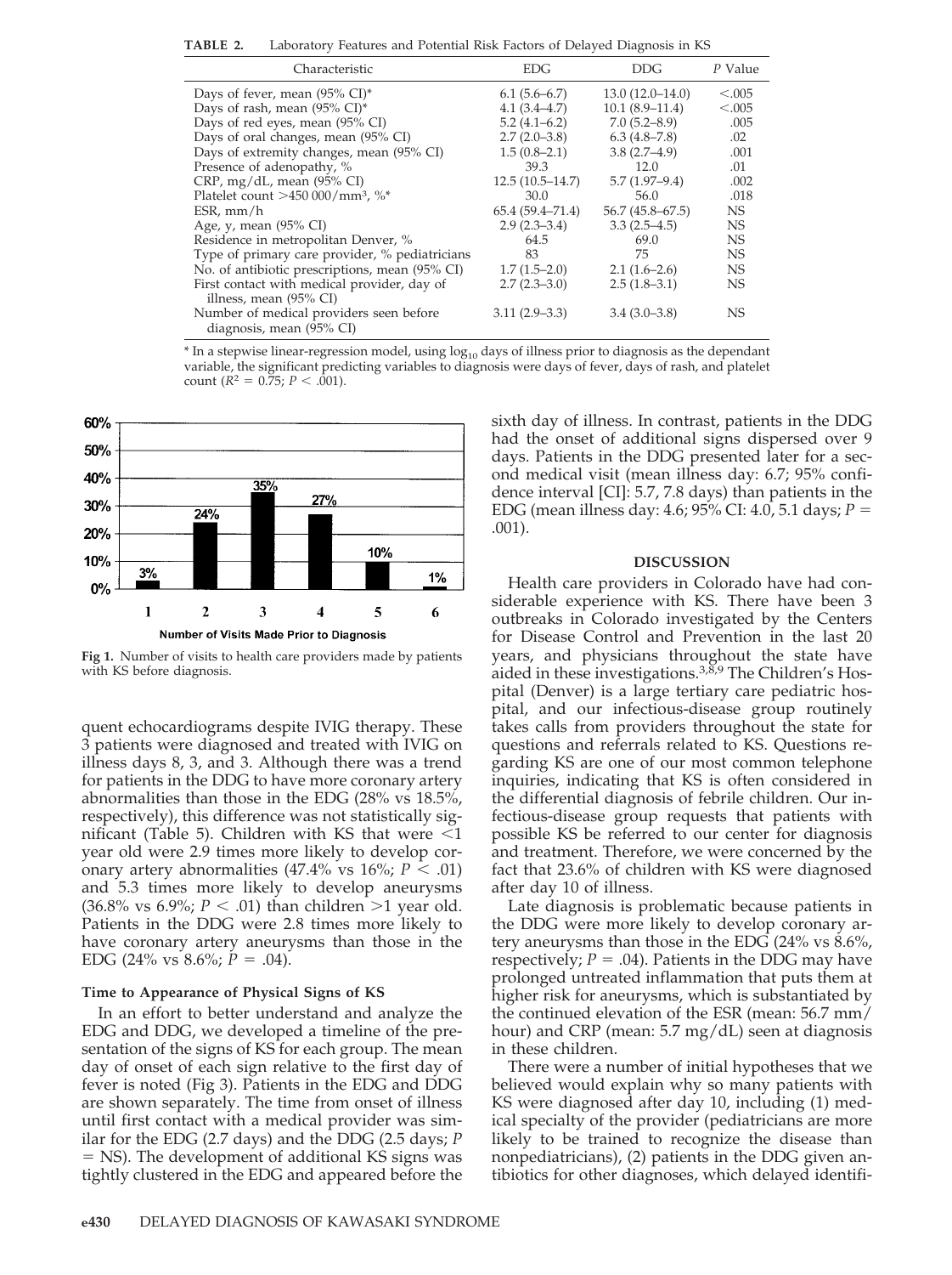**TABLE 2.** Laboratory Features and Potential Risk Factors of Delayed Diagnosis in KS

| Characteristic | EDG | DDG | *P* Value |
|---|---|---|---|
| Days of fever, mean (95% CI)* | 6.1 (5.6–6.7) | 13.0 (12.0–14.0) | <.005 |
| Days of rash, mean (95% CI)* | 4.1 (3.4–4.7) | 10.1 (8.9–11.4) | <.005 |
| Days of red eyes, mean (95% CI) | 5.2 (4.1–6.2) | 7.0 (5.2–8.9) | .005 |
| Days of oral changes, mean (95% CI) | 2.7 (2.0–3.8) | 6.3 (4.8–7.8) | .02 |
| Days of extremity changes, mean (95% CI) | 1.5 (0.8–2.1) | 3.8 (2.7–4.9) | .001 |
| Presence of adenopathy, % | 39.3 | 12.0 | .01 |
| CRP, mg/dL, mean (95% CI) | 12.5 (10.5–14.7) | 5.7 (1.97–9.4) | .002 |
| Platelet count >450 000/mm$^3$, %* | 30.0 | 56.0 | .018 |
| ESR, mm/h | 65.4 (59.4–71.4) | 56.7 (45.8–67.5) | NS |
| Age, y, mean (95% CI) | 2.9 (2.3–3.4) | 3.3 (2.5–4.5) | NS |
| Residence in metropolitan Denver, % | 64.5 | 69.0 | NS |
| Type of primary care provider, % pediatricians | 83 | 75 | NS |
| No. of antibiotic prescriptions, mean (95% CI) | 1.7 (1.5–2.0) | 2.1 (1.6–2.6) | NS |
| First contact with medical provider, day of illness, mean (95% CI) | 2.7 (2.3–3.0) | 2.5 (1.8–3.1) | NS |
| Number of medical providers seen before diagnosis, mean (95% CI) | 3.11 (2.9–3.3) | 3.4 (3.0–3.8) | NS |

* In a stepwise linear-regression model, using $\log_{10}$ days of illness prior to diagnosis as the dependant variable, the significant predicting variables to diagnosis were days of fever, days of rash, and platelet count ($R^2 = 0.75$; $P < .001$).

| Number of Visits Made Prior to Diagnosis | 1 | 2 | 3 | 4 | 5 | 6 |
|---|---|---|---|---|---|---|
| % | 3% | 24% | 35% | 27% | 10% | 1% |

**Fig 1.** Number of visits to health care providers made by patients with KS before diagnosis.

quent echocardiograms despite IVIG therapy. These 3 patients were diagnosed and treated with IVIG on illness days 8, 3, and 3. Although there was a trend for patients in the DDG to have more coronary artery abnormalities than those in the EDG (28% vs 18.5%, respectively), this difference was not statistically significant (Table 5). Children with KS that were <1 year old were 2.9 times more likely to develop coronary artery abnormalities (47.4% vs 16%; $P < .01$) and 5.3 times more likely to develop aneurysms (36.8% vs 6.9%; $P < .01$) than children >1 year old. Patients in the DDG were 2.8 times more likely to have coronary artery aneurysms than those in the EDG (24% vs 8.6%; $P = .04$).

### Time to Appearance of Physical Signs of KS

In an effort to better understand and analyze the EDG and DDG, we developed a timeline of the presentation of the signs of KS for each group. The mean day of onset of each sign relative to the first day of fever is noted (Fig 3). Patients in the EDG and DDG are shown separately. The time from onset of illness until first contact with a medical provider was similar for the EDG (2.7 days) and the DDG (2.5 days; $P$ = NS). The development of additional KS signs was tightly clustered in the EDG and appeared before the sixth day of illness. In contrast, patients in the DDG had the onset of additional signs dispersed over 9 days. Patients in the DDG presented later for a second medical visit (mean illness day: 6.7; 95% confidence interval [CI]: 5.7, 7.8 days) than patients in the EDG (mean illness day: 4.6; 95% CI: 4.0, 5.1 days; $P = .001$).

## DISCUSSION

Health care providers in Colorado have had considerable experience with KS. There have been 3 outbreaks in Colorado investigated by the Centers for Disease Control and Prevention in the last 20 years, and physicians throughout the state have aided in these investigations.[3,8,9] The Children's Hospital (Denver) is a large tertiary care pediatric hospital, and our infectious-disease group routinely takes calls from providers throughout the state for questions and referrals related to KS. Questions regarding KS are one of our most common telephone inquiries, indicating that KS is often considered in the differential diagnosis of febrile children. Our infectious-disease group requests that patients with possible KS be referred to our center for diagnosis and treatment. Therefore, we were concerned by the fact that 23.6% of children with KS were diagnosed after day 10 of illness.

Late diagnosis is problematic because patients in the DDG were more likely to develop coronary artery aneurysms than those in the EDG (24% vs 8.6%, respectively; $P = .04$). Patients in the DDG may have prolonged untreated inflammation that puts them at higher risk for aneurysms, which is substantiated by the continued elevation of the ESR (mean: 56.7 mm/hour) and CRP (mean: 5.7 mg/dL) seen at diagnosis in these children.

There were a number of initial hypotheses that we believed would explain why so many patients with KS were diagnosed after day 10, including (1) medical specialty of the provider (pediatricians are more likely to be trained to recognize the disease than nonpediatricians), (2) patients in the DDG given antibiotics for other diagnoses, which delayed identifi-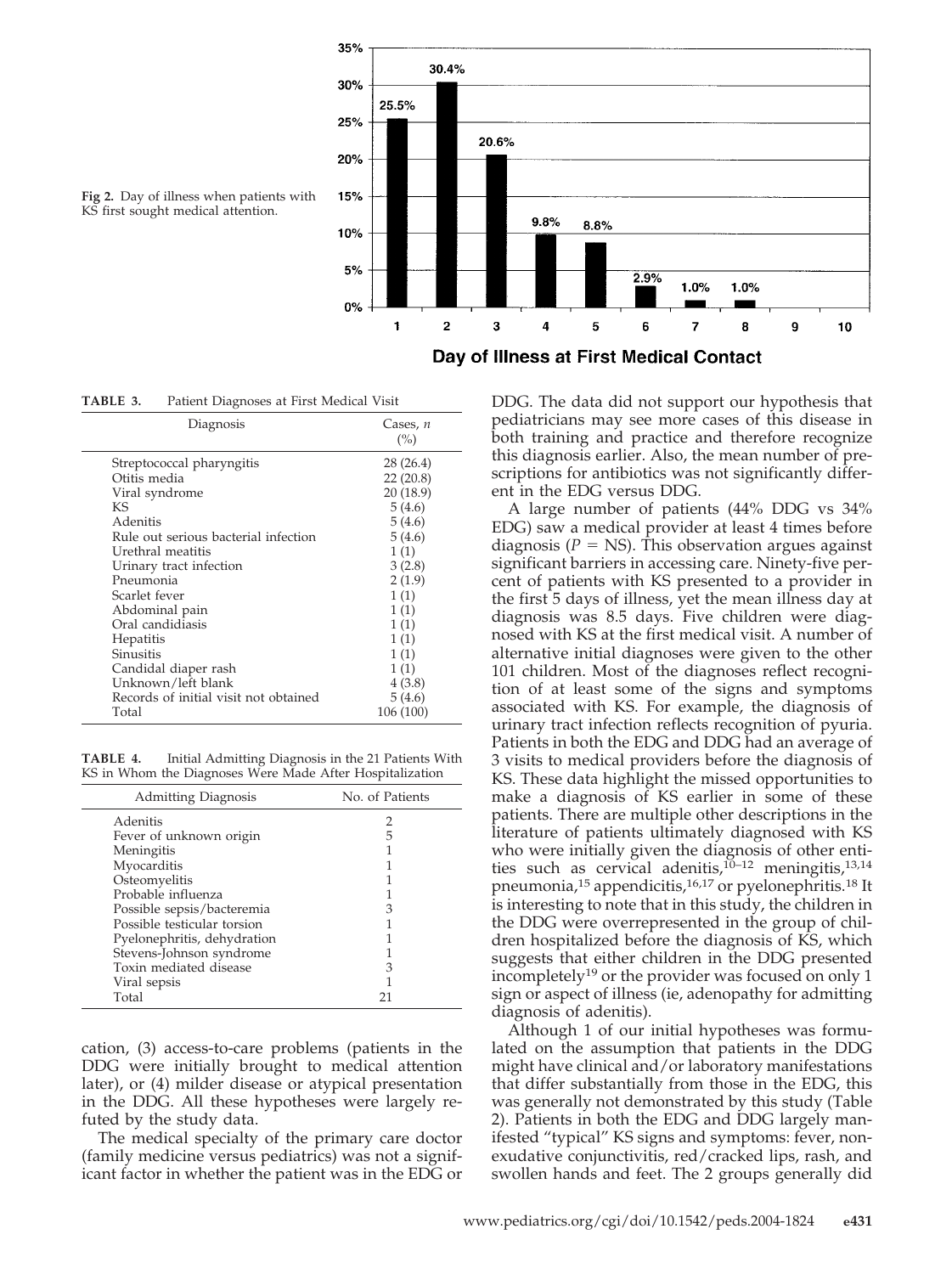Fig 2. Day of illness when patients with KS first sought medical attention.

**TABLE 3.** Patient Diagnoses at First Medical Visit

| Diagnosis | Cases, *n* (%) |
|---|---|
| Streptococcal pharyngitis | 28 (26.4) |
| Otitis media | 22 (20.8) |
| Viral syndrome | 20 (18.9) |
| KS | 5 (4.6) |
| Adenitis | 5 (4.6) |
| Rule out serious bacterial infection | 5 (4.6) |
| Urethral meatitis | 1 (1) |
| Urinary tract infection | 3 (2.8) |
| Pneumonia | 2 (1.9) |
| Scarlet fever | 1 (1) |
| Abdominal pain | 1 (1) |
| Oral candidiasis | 1 (1) |
| Hepatitis | 1 (1) |
| Sinusitis | 1 (1) |
| Candidal diaper rash | 1 (1) |
| Unknown/left blank | 4 (3.8) |
| Records of initial visit not obtained | 5 (4.6) |
| Total | 106 (100) |

**TABLE 4.** Initial Admitting Diagnosis in the 21 Patients With KS in Whom the Diagnoses Were Made After Hospitalization

| Admitting Diagnosis | No. of Patients |
|---|---|
| Adenitis | 2 |
| Fever of unknown origin | 5 |
| Meningitis | 1 |
| Myocarditis | 1 |
| Osteomyelitis | 1 |
| Probable influenza | 1 |
| Possible sepsis/bacteremia | 3 |
| Possible testicular torsion | 1 |
| Pyelonephritis, dehydration | 1 |
| Stevens-Johnson syndrome | 1 |
| Toxin mediated disease | 3 |
| Viral sepsis | 1 |
| Total | 21 |

cation, (3) access-to-care problems (patients in the DDG were initially brought to medical attention later), or (4) milder disease or atypical presentation in the DDG. All these hypotheses were largely refuted by the study data.

The medical specialty of the primary care doctor (family medicine versus pediatrics) was not a significant factor in whether the patient was in the EDG or DDG. The data did not support our hypothesis that pediatricians may see more cases of this disease in both training and practice and therefore recognize this diagnosis earlier. Also, the mean number of prescriptions for antibiotics was not significantly different in the EDG versus DDG.

A large number of patients (44% DDG vs 34% EDG) saw a medical provider at least 4 times before diagnosis ($P$ = NS). This observation argues against significant barriers in accessing care. Ninety-five percent of patients with KS presented to a provider in the first 5 days of illness, yet the mean illness day at diagnosis was 8.5 days. Five children were diagnosed with KS at the first medical visit. A number of alternative initial diagnoses were given to the other 101 children. Most of the diagnoses reflect recognition of at least some of the signs and symptoms associated with KS. For example, the diagnosis of urinary tract infection reflects recognition of pyuria. Patients in both the EDG and DDG had an average of 3 visits to medical providers before the diagnosis of KS. These data highlight the missed opportunities to make a diagnosis of KS earlier in some of these patients. There are multiple other descriptions in the literature of patients ultimately diagnosed with KS who were initially given the diagnosis of other entities such as cervical adenitis,[10–12] meningitis,[13,14] pneumonia,[15] appendicitis,[16,17] or pyelonephritis.[18] It is interesting to note that in this study, the children in the DDG were overrepresented in the group of children hospitalized before the diagnosis of KS, which suggests that either children in the DDG presented incompletely[19] or the provider was focused on only 1 sign or aspect of illness (ie, adenopathy for admitting diagnosis of adenitis).

Although 1 of our initial hypotheses was formulated on the assumption that patients in the DDG might have clinical and/or laboratory manifestations that differ substantially from those in the EDG, this was generally not demonstrated by this study (Table 2). Patients in both the EDG and DDG largely manifested "typical" KS signs and symptoms: fever, nonexudative conjunctivitis, red/cracked lips, rash, and swollen hands and feet. The 2 groups generally did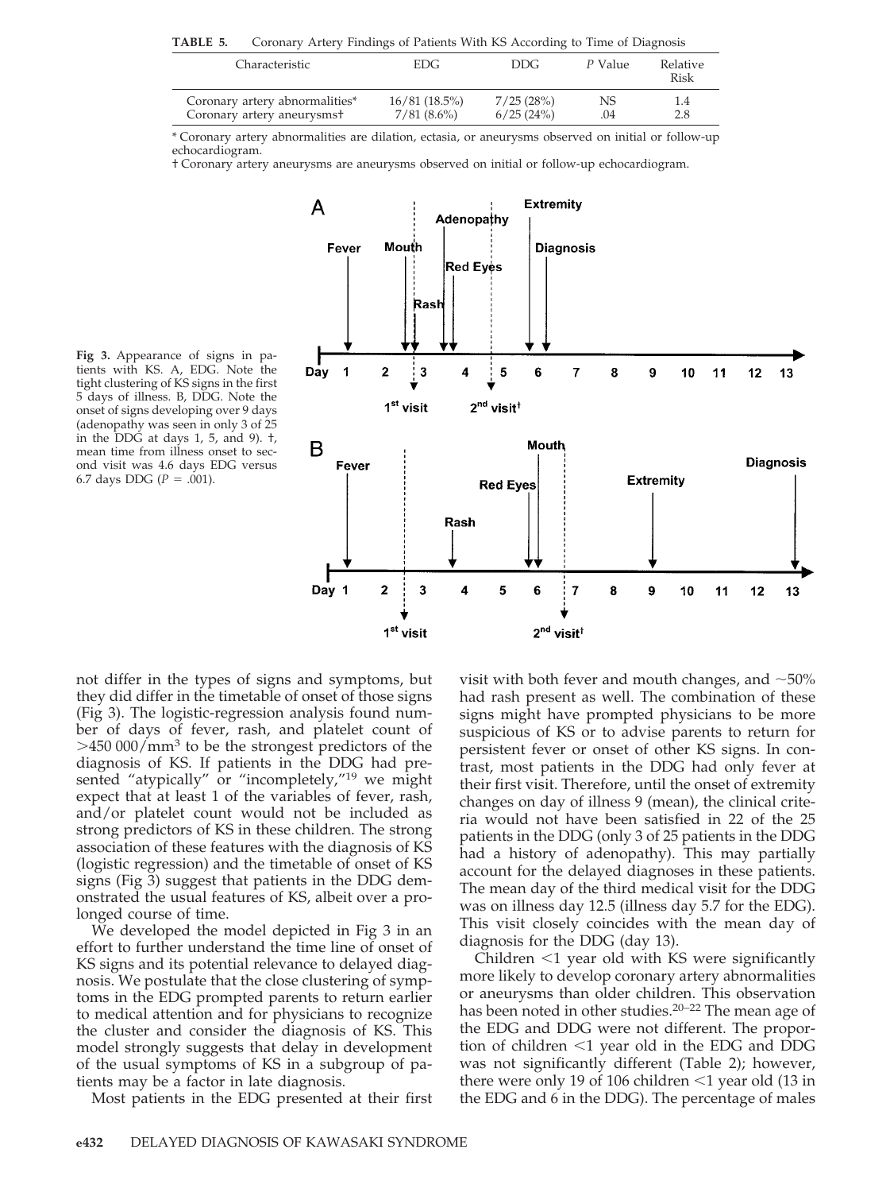**TABLE 5.** Coronary Artery Findings of Patients With KS According to Time of Diagnosis

| Characteristic | EDG | DDG | P Value | Relative Risk |
|---|---|---|---|---|
| Coronary artery abnormalities* | 16/81 (18.5%) | 7/25 (28%) | NS | 1.4 |
| Coronary artery aneurysms† | 7/81 (8.6%) | 6/25 (24%) | .04 | 2.8 |

\* Coronary artery abnormalities are dilation, ectasia, or aneurysms observed on initial or follow-up echocardiogram.

† Coronary artery aneurysms are aneurysms observed on initial or follow-up echocardiogram.

**Fig 3.** Appearance of signs in patients with KS. A, EDG. Note the tight clustering of KS signs in the first 5 days of illness. B, DDG. Note the onset of signs developing over 9 days (adenopathy was seen in only 3 of 25 in the DDG at days 1, 5, and 9). †, mean time from illness onset to second visit was 4.6 days EDG versus 6.7 days DDG ($P = .001$).

not differ in the types of signs and symptoms, but they did differ in the timetable of onset of those signs (Fig 3). The logistic-regression analysis found number of days of fever, rash, and platelet count of $>450\,000/\text{mm}^3$ to be the strongest predictors of the diagnosis of KS. If patients in the DDG had presented "atypically" or "incompletely,"[19] we might expect that at least 1 of the variables of fever, rash, and/or platelet count would not be included as strong predictors of KS in these children. The strong association of these features with the diagnosis of KS (logistic regression) and the timetable of onset of KS signs (Fig 3) suggest that patients in the DDG demonstrated the usual features of KS, albeit over a prolonged course of time.

We developed the model depicted in Fig 3 in an effort to further understand the time line of onset of KS signs and its potential relevance to delayed diagnosis. We postulate that the close clustering of symptoms in the EDG prompted parents to return earlier to medical attention and for physicians to recognize the cluster and consider the diagnosis of KS. This model strongly suggests that delay in development of the usual symptoms of KS in a subgroup of patients may be a factor in late diagnosis.

Most patients in the EDG presented at their first visit with both fever and mouth changes, and ~50% had rash present as well. The combination of these signs might have prompted physicians to be more suspicious of KS or to advise parents to return for persistent fever or onset of other KS signs. In contrast, most patients in the DDG had only fever at their first visit. Therefore, until the onset of extremity changes on day of illness 9 (mean), the clinical criteria would not have been satisfied in 22 of the 25 patients in the DDG (only 3 of 25 patients in the DDG had a history of adenopathy). This may partially account for the delayed diagnoses in these patients. The mean day of the third medical visit for the DDG was on illness day 12.5 (illness day 5.7 for the EDG). This visit closely coincides with the mean day of diagnosis for the DDG (day 13).

Children <1 year old with KS were significantly more likely to develop coronary artery abnormalities or aneurysms than older children. This observation has been noted in other studies.[20–22] The mean age of the EDG and DDG were not different. The proportion of children <1 year old in the EDG and DDG was not significantly different (Table 2); however, there were only 19 of 106 children <1 year old (13 in the EDG and 6 in the DDG). The percentage of males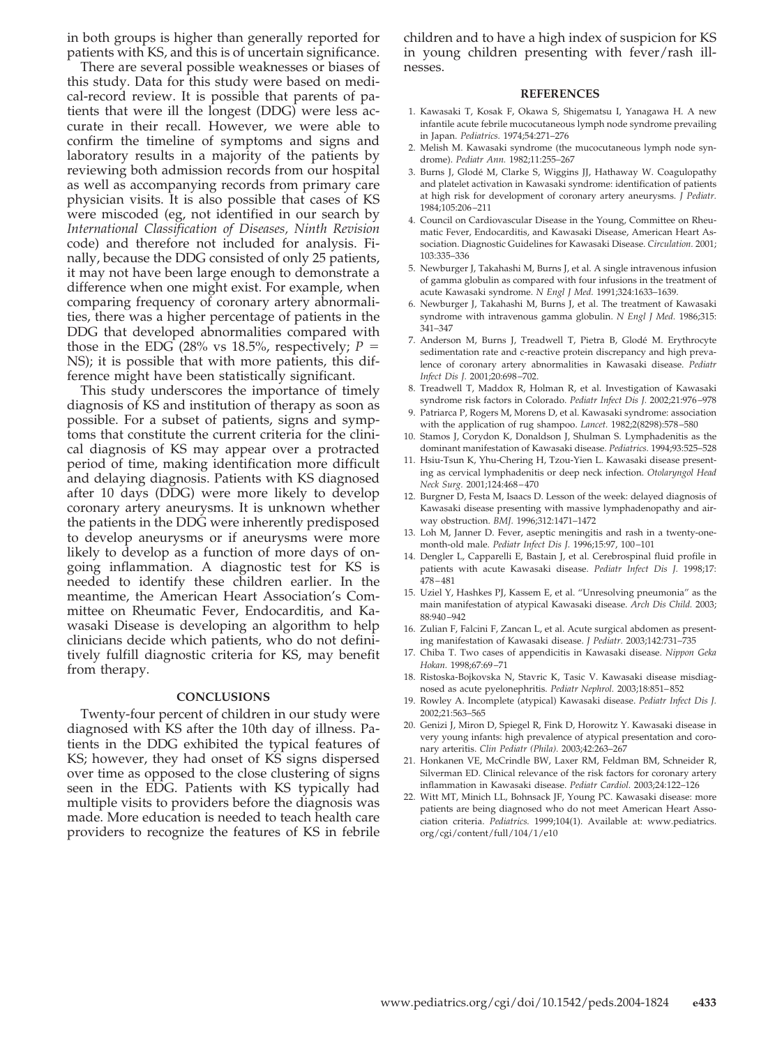in both groups is higher than generally reported for patients with KS, and this is of uncertain significance.

There are several possible weaknesses or biases of this study. Data for this study were based on medical-record review. It is possible that parents of patients that were ill the longest (DDG) were less accurate in their recall. However, we were able to confirm the timeline of symptoms and signs and laboratory results in a majority of the patients by reviewing both admission records from our hospital as well as accompanying records from primary care physician visits. It is also possible that cases of KS were miscoded (eg, not identified in our search by *International Classification of Diseases, Ninth Revision* code) and therefore not included for analysis. Finally, because the DDG consisted of only 25 patients, it may not have been large enough to demonstrate a difference when one might exist. For example, when comparing frequency of coronary artery abnormalities, there was a higher percentage of patients in the DDG that developed abnormalities compared with those in the EDG (28% vs 18.5%, respectively; $P =$ NS); it is possible that with more patients, this difference might have been statistically significant.

This study underscores the importance of timely diagnosis of KS and institution of therapy as soon as possible. For a subset of patients, signs and symptoms that constitute the current criteria for the clinical diagnosis of KS may appear over a protracted period of time, making identification more difficult and delaying diagnosis. Patients with KS diagnosed after 10 days (DDG) were more likely to develop coronary artery aneurysms. It is unknown whether the patients in the DDG were inherently predisposed to develop aneurysms or if aneurysms were more likely to develop as a function of more days of ongoing inflammation. A diagnostic test for KS is needed to identify these children earlier. In the meantime, the American Heart Association's Committee on Rheumatic Fever, Endocarditis, and Kawasaki Disease is developing an algorithm to help clinicians decide which patients, who do not definitively fulfill diagnostic criteria for KS, may benefit from therapy.

## CONCLUSIONS

Twenty-four percent of children in our study were diagnosed with KS after the 10th day of illness. Patients in the DDG exhibited the typical features of KS; however, they had onset of KS signs dispersed over time as opposed to the close clustering of signs seen in the EDG. Patients with KS typically had multiple visits to providers before the diagnosis was made. More education is needed to teach health care providers to recognize the features of KS in febrile children and to have a high index of suspicion for KS in young children presenting with fever/rash illnesses.

## REFERENCES

1. Kawasaki T, Kosak F, Okawa S, Shigematsu I, Yanagawa H. A new infantile acute febrile mucocutaneous lymph node syndrome prevailing in Japan. *Pediatrics.* 1974;54:271–276
2. Melish M. Kawasaki syndrome (the mucocutaneous lymph node syndrome). *Pediatr Ann.* 1982;11:255–267
3. Burns J, Glodé M, Clarke S, Wiggins JJ, Hathaway W. Coagulopathy and platelet activation in Kawasaki syndrome: identification of patients at high risk for development of coronary artery aneurysms. *J Pediatr.* 1984;105:206–211
4. Council on Cardiovascular Disease in the Young, Committee on Rheumatic Fever, Endocarditis, and Kawasaki Disease, American Heart Association. Diagnostic Guidelines for Kawasaki Disease. *Circulation.* 2001; 103:335–336
5. Newburger J, Takahashi M, Burns J, et al. A single intravenous infusion of gamma globulin as compared with four infusions in the treatment of acute Kawasaki syndrome. *N Engl J Med.* 1991;324:1633–1639.
6. Newburger J, Takahashi M, Burns J, et al. The treatment of Kawasaki syndrome with intravenous gamma globulin. *N Engl J Med.* 1986;315: 341–347
7. Anderson M, Burns J, Treadwell T, Pietra B, Glodé M. Erythrocyte sedimentation rate and c-reactive protein discrepancy and high prevalence of coronary artery abnormalities in Kawasaki disease. *Pediatr Infect Dis J.* 2001;20:698–702.
8. Treadwell T, Maddox R, Holman R, et al. Investigation of Kawasaki syndrome risk factors in Colorado. *Pediatr Infect Dis J.* 2002;21:976–978
9. Patriarca P, Rogers M, Morens D, et al. Kawasaki syndrome: association with the application of rug shampoo. *Lancet.* 1982;2(8298):578–580
10. Stamos J, Corydon K, Donaldson J, Shulman S. Lymphadenitis as the dominant manifestation of Kawasaki disease. *Pediatrics.* 1994;93:525–528
11. Hsiu-Tsun K, Yhu-Chering H, Tzou-Yien L. Kawasaki disease presenting as cervical lymphadenitis or deep neck infection. *Otolaryngol Head Neck Surg.* 2001;124:468–470
12. Burgner D, Festa M, Isaacs D. Lesson of the week: delayed diagnosis of Kawasaki disease presenting with massive lymphadenopathy and airway obstruction. *BMJ.* 1996;312:1471–1472
13. Loh M, Janner D. Fever, aseptic meningitis and rash in a twenty-one-month-old male. *Pediatr Infect Dis J.* 1996;15:97, 100–101
14. Dengler L, Capparelli E, Bastain J, et al. Cerebrospinal fluid profile in patients with acute Kawasaki disease. *Pediatr Infect Dis J.* 1998;17: 478–481
15. Uziel Y, Hashkes PJ, Kassem E, et al. "Unresolving pneumonia" as the main manifestation of atypical Kawasaki disease. *Arch Dis Child.* 2003; 88:940–942
16. Zulian F, Falcini F, Zancan L, et al. Acute surgical abdomen as presenting manifestation of Kawasaki disease. *J Pediatr.* 2003;142:731–735
17. Chiba T. Two cases of appendicitis in Kawasaki disease. *Nippon Geka Hokan.* 1998;67:69–71
18. Ristoska-Bojkovska N, Stavric K, Tasic V. Kawasaki disease misdiagnosed as acute pyelonephritis. *Pediatr Nephrol.* 2003;18:851–852
19. Rowley A. Incomplete (atypical) Kawasaki disease. *Pediatr Infect Dis J.* 2002;21:563–565
20. Genizi J, Miron D, Spiegel R, Fink D, Horowitz Y. Kawasaki disease in very young infants: high prevalence of atypical presentation and coronary arteritis. *Clin Pediatr (Phila).* 2003;42:263–267
21. Honkanen VE, McCrindle BW, Laxer RM, Feldman BM, Schneider R, Silverman ED. Clinical relevance of the risk factors for coronary artery inflammation in Kawasaki disease. *Pediatr Cardiol.* 2003;24:122–126
22. Witt MT, Minich LL, Bohnsack JF, Young PC. Kawasaki disease: more patients are being diagnosed who do not meet American Heart Association criteria. *Pediatrics.* 1999;104(1). Available at: www.pediatrics.org/cgi/content/full/104/1/e10